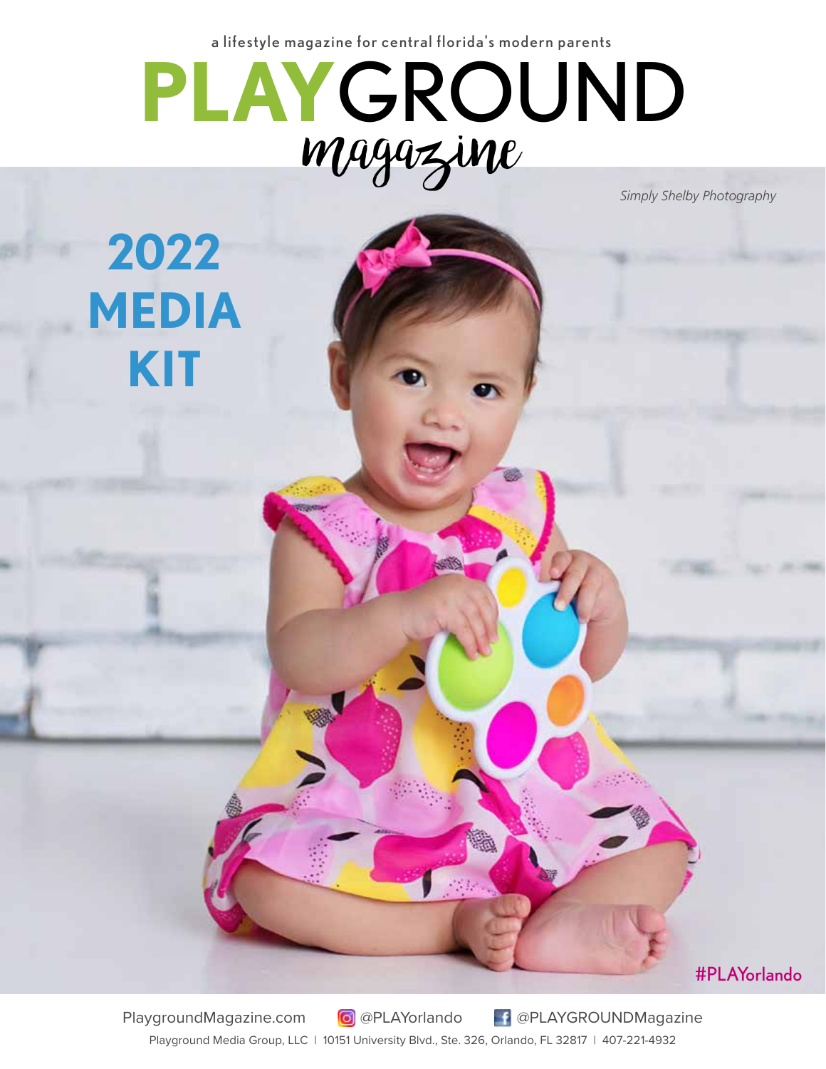a lifestyle magazine for central florida's modern parents

# PLAYGROUND magazine

*Simply Shelby Photography*

# 2022 MEDIA KIT

#PLAYorlando

PlaygroundMagazine.com | @PLAYorlando | @PLAYGROUNDMagazine

Playground Media Group, LLC | 10151 University Blvd., Ste. 326, Orlando, FL 32817 | 407-221-4932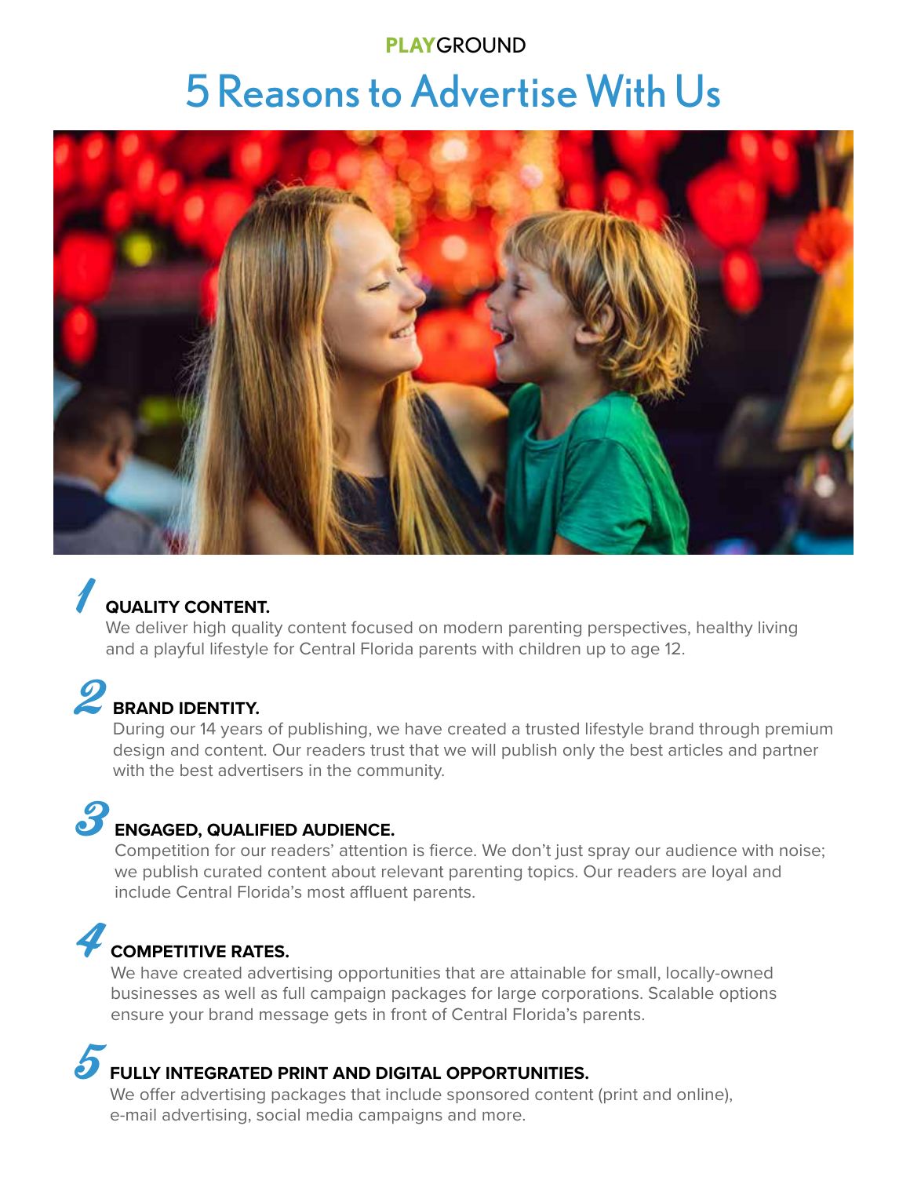PLAYGROUND

# 5 Reasons to Advertise With Us

## 1 QUALITY CONTENT.

We deliver high quality content focused on modern parenting perspectives, healthy living and a playful lifestyle for Central Florida parents with children up to age 12.

## 2 BRAND IDENTITY.

During our 14 years of publishing, we have created a trusted lifestyle brand through premium design and content. Our readers trust that we will publish only the best articles and partner with the best advertisers in the community.

## 3 ENGAGED, QUALIFIED AUDIENCE.

Competition for our readers' attention is fierce. We don't just spray our audience with noise; we publish curated content about relevant parenting topics. Our readers are loyal and include Central Florida's most affluent parents.

## 4 COMPETITIVE RATES.

We have created advertising opportunities that are attainable for small, locally-owned businesses as well as full campaign packages for large corporations. Scalable options ensure your brand message gets in front of Central Florida's parents.

## 5 FULLY INTEGRATED PRINT AND DIGITAL OPPORTUNITIES.

We offer advertising packages that include sponsored content (print and online), e-mail advertising, social media campaigns and more.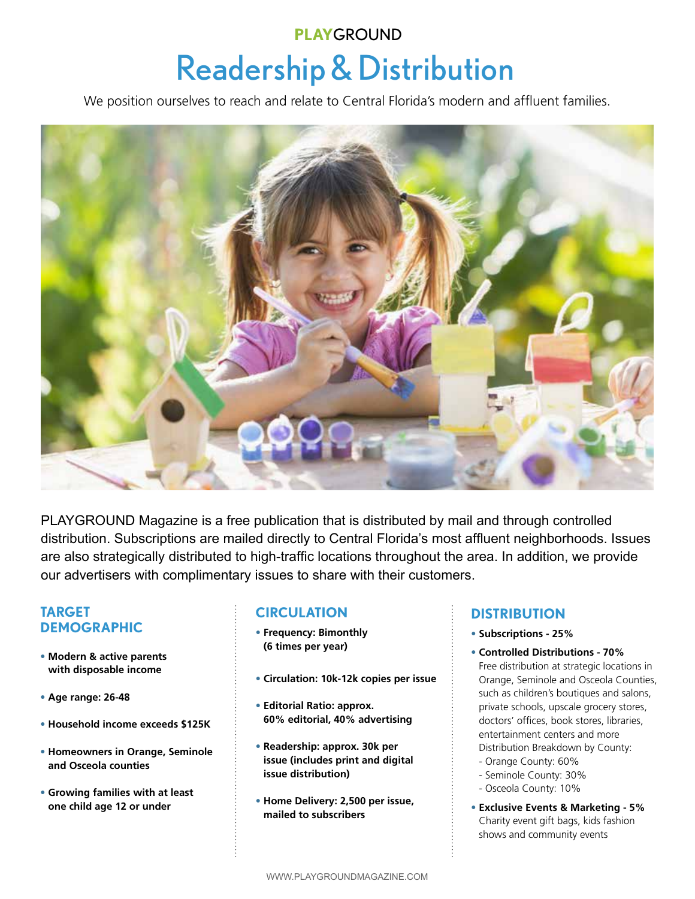PLAYGROUND

# Readership & Distribution

We position ourselves to reach and relate to Central Florida's modern and affluent families.

PLAYGROUND Magazine is a free publication that is distributed by mail and through controlled distribution. Subscriptions are mailed directly to Central Florida's most affluent neighborhoods. Issues are also strategically distributed to high-traffic locations throughout the area. In addition, we provide our advertisers with complimentary issues to share with their customers.

## TARGET DEMOGRAPHIC

- **Modern & active parents with disposable income**
- **Age range: 26-48**
- **Household income exceeds $125K**
- **Homeowners in Orange, Seminole and Osceola counties**
- **Growing families with at least one child age 12 or under**

## CIRCULATION

- **Frequency: Bimonthly (6 times per year)**
- **Circulation: 10k-12k copies per issue**
- **Editorial Ratio: approx. 60% editorial, 40% advertising**
- **Readership: approx. 30k per issue (includes print and digital issue distribution)**
- **Home Delivery: 2,500 per issue, mailed to subscribers**

## DISTRIBUTION

- **Subscriptions - 25%**
- **Controlled Distributions - 70%**
  Free distribution at strategic locations in Orange, Seminole and Osceola Counties, such as children's boutiques and salons, private schools, upscale grocery stores, doctors' offices, book stores, libraries, entertainment centers and more
  Distribution Breakdown by County:
  - Orange County: 60%
  - Seminole County: 30%
  - Osceola County: 10%
- **Exclusive Events & Marketing - 5%**
  Charity event gift bags, kids fashion shows and community events

WWW.PLAYGROUNDMAGAZINE.COM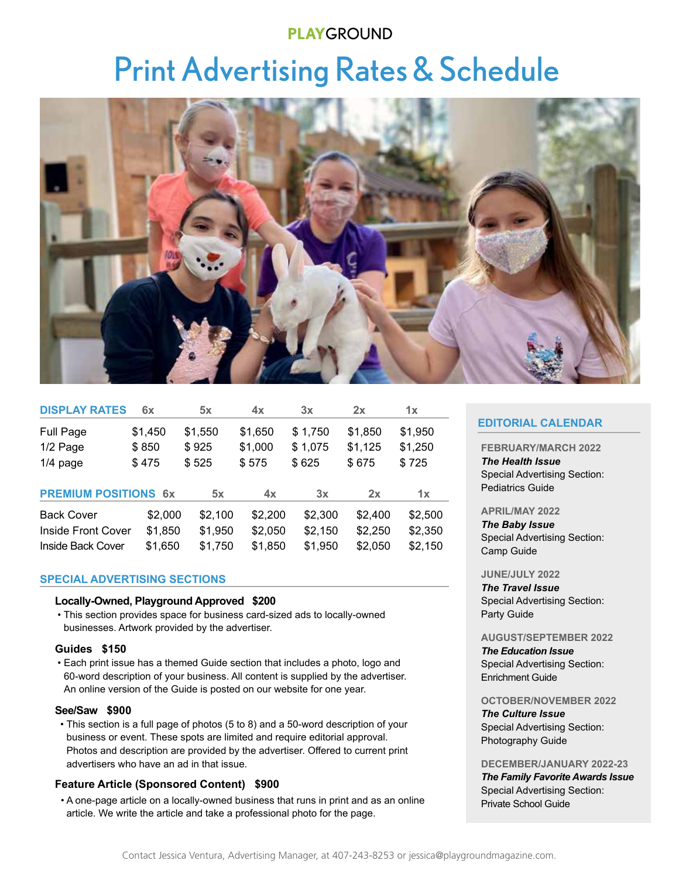**PLAYGROUND**

# Print Advertising Rates & Schedule

| DISPLAY RATES | 6x | 5x | 4x | 3x | 2x | 1x |
|---|---|---|---|---|---|---|
| Full Page | $1,450 | $1,550 | $1,650 | $ 1,750 | $1,850 | $1,950 |
| 1/2 Page | $ 850 | $ 925 | $1,000 | $ 1,075 | $1,125 | $1,250 |
| 1/4 page | $ 475 | $ 525 | $ 575 | $ 625 | $ 675 | $ 725 |

| PREMIUM POSITIONS | 6x | 5x | 4x | 3x | 2x | 1x |
|---|---|---|---|---|---|---|
| Back Cover | $2,000 | $2,100 | $2,200 | $2,300 | $2,400 | $2,500 |
| Inside Front Cover | $1,850 | $1,950 | $2,050 | $2,150 | $2,250 | $2,350 |
| Inside Back Cover | $1,650 | $1,750 | $1,850 | $1,950 | $2,050 | $2,150 |

## SPECIAL ADVERTISING SECTIONS

**Locally-Owned, Playground Approved $200**

- This section provides space for business card-sized ads to locally-owned businesses. Artwork provided by the advertiser.

**Guides $150**

- Each print issue has a themed Guide section that includes a photo, logo and 60-word description of your business. All content is supplied by the advertiser. An online version of the Guide is posted on our website for one year.

**See/Saw $900**

- This section is a full page of photos (5 to 8) and a 50-word description of your business or event. These spots are limited and require editorial approval. Photos and description are provided by the advertiser. Offered to current print advertisers who have an ad in that issue.

**Feature Article (Sponsored Content) $900**

- A one-page article on a locally-owned business that runs in print and as an online article. We write the article and take a professional photo for the page.

## EDITORIAL CALENDAR

**FEBRUARY/MARCH 2022**
***The Health Issue***
Special Advertising Section:
Pediatrics Guide

**APRIL/MAY 2022**
***The Baby Issue***
Special Advertising Section:
Camp Guide

**JUNE/JULY 2022**
***The Travel Issue***
Special Advertising Section:
Party Guide

**AUGUST/SEPTEMBER 2022**
***The Education Issue***
Special Advertising Section:
Enrichment Guide

**OCTOBER/NOVEMBER 2022**
***The Culture Issue***
Special Advertising Section:
Photography Guide

**DECEMBER/JANUARY 2022-23**
***The Family Favorite Awards Issue***
Special Advertising Section:
Private School Guide

Contact Jessica Ventura, Advertising Manager, at 407-243-8253 or jessica@playgroundmagazine.com.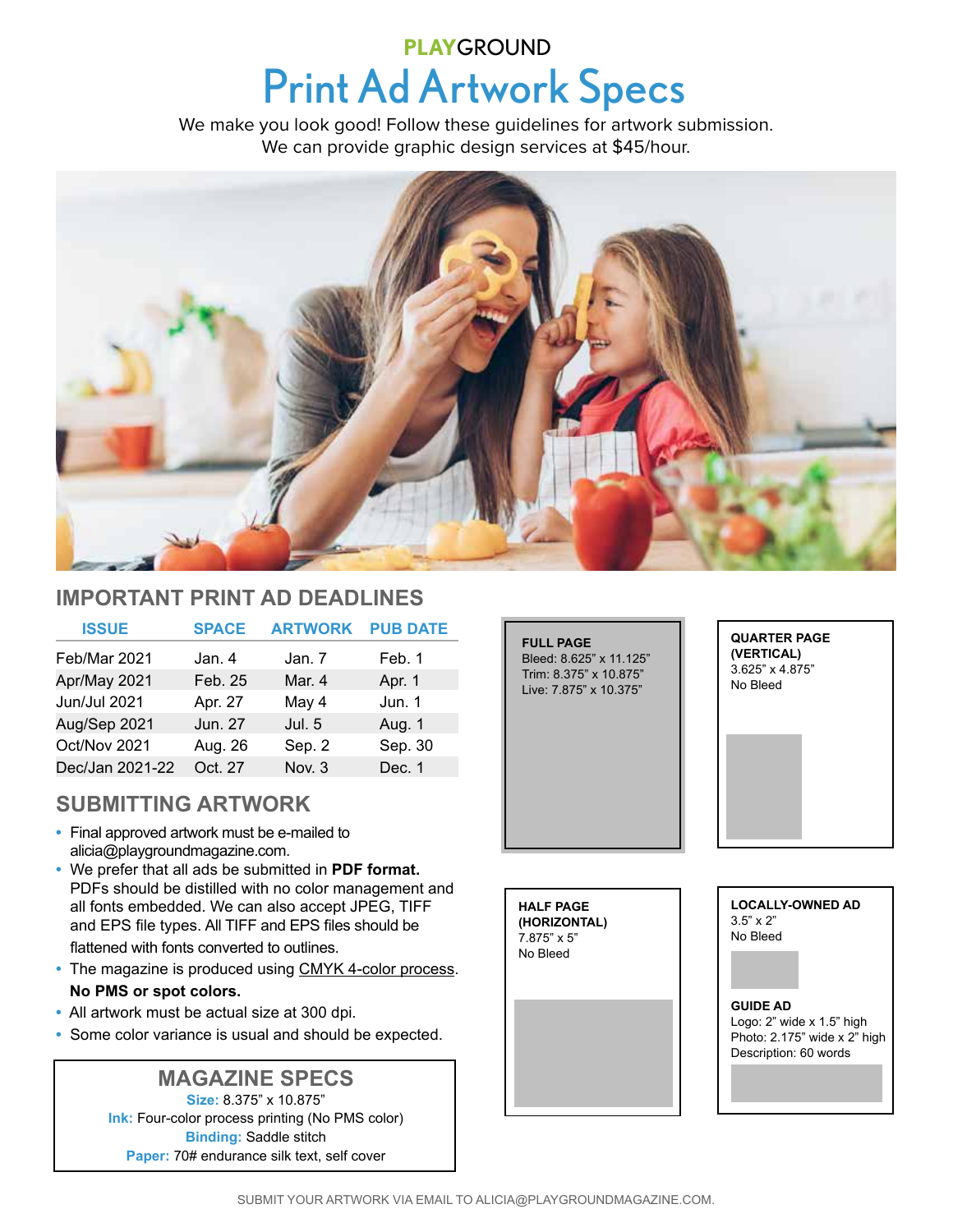**PLAYGROUND**

# Print Ad Artwork Specs

We make you look good! Follow these guidelines for artwork submission.
We can provide graphic design services at $45/hour.

## IMPORTANT PRINT AD DEADLINES

| ISSUE | SPACE | ARTWORK | PUB DATE |
| --- | --- | --- | --- |
| Feb/Mar 2021 | Jan. 4 | Jan. 7 | Feb. 1 |
| Apr/May 2021 | Feb. 25 | Mar. 4 | Apr. 1 |
| Jun/Jul 2021 | Apr. 27 | May 4 | Jun. 1 |
| Aug/Sep 2021 | Jun. 27 | Jul. 5 | Aug. 1 |
| Oct/Nov 2021 | Aug. 26 | Sep. 2 | Sep. 30 |
| Dec/Jan 2021-22 | Oct. 27 | Nov. 3 | Dec. 1 |

## SUBMITTING ARTWORK

- Final approved artwork must be e-mailed to alicia@playgroundmagazine.com.
- We prefer that all ads be submitted in **PDF format.** PDFs should be distilled with no color management and all fonts embedded. We can also accept JPEG, TIFF and EPS file types. All TIFF and EPS files should be flattened with fonts converted to outlines.
- The magazine is produced using CMYK 4-color process. **No PMS or spot colors.**
- All artwork must be actual size at 300 dpi.
- Some color variance is usual and should be expected.

## MAGAZINE SPECS

**Size:** 8.375" x 10.875"
**Ink:** Four-color process printing (No PMS color)
**Binding:** Saddle stitch
**Paper:** 70# endurance silk text, self cover

**FULL PAGE**
Bleed: 8.625" x 11.125"
Trim: 8.375" x 10.875"
Live: 7.875" x 10.375"

**QUARTER PAGE (VERTICAL)**
3.625" x 4.875"
No Bleed

**HALF PAGE (HORIZONTAL)**
7.875" x 5"
No Bleed

**LOCALLY-OWNED AD**
3.5" x 2"
No Bleed

**GUIDE AD**
Logo: 2" wide x 1.5" high
Photo: 2.175" wide x 2" high
Description: 60 words

SUBMIT YOUR ARTWORK VIA EMAIL TO ALICIA@PLAYGROUNDMAGAZINE.COM.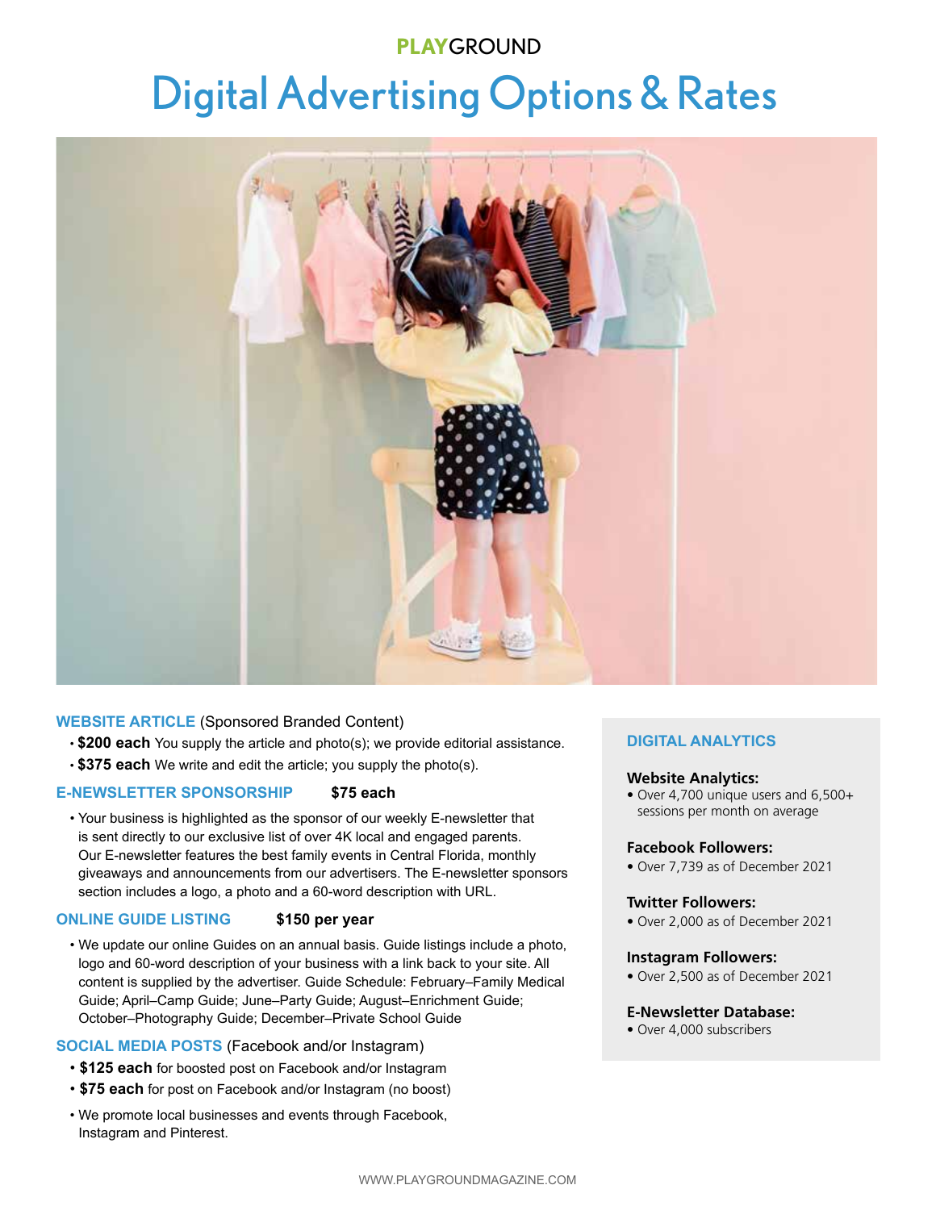PLAYGROUND

# Digital Advertising Options & Rates

## WEBSITE ARTICLE (Sponsored Branded Content)

- **$200 each** You supply the article and photo(s); we provide editorial assistance.
- **$375 each** We write and edit the article; you supply the photo(s).

## E-NEWSLETTER SPONSORSHIP **$75 each**

- Your business is highlighted as the sponsor of our weekly E-newsletter that is sent directly to our exclusive list of over 4K local and engaged parents. Our E-newsletter features the best family events in Central Florida, monthly giveaways and announcements from our advertisers. The E-newsletter sponsors section includes a logo, a photo and a 60-word description with URL.

## ONLINE GUIDE LISTING **$150 per year**

- We update our online Guides on an annual basis. Guide listings include a photo, logo and 60-word description of your business with a link back to your site. All content is supplied by the advertiser. Guide Schedule: February–Family Medical Guide; April–Camp Guide; June–Party Guide; August–Enrichment Guide; October–Photography Guide; December–Private School Guide

## SOCIAL MEDIA POSTS (Facebook and/or Instagram)

- **$125 each** for boosted post on Facebook and/or Instagram
- **$75 each** for post on Facebook and/or Instagram (no boost)
- We promote local businesses and events through Facebook, Instagram and Pinterest.

## DIGITAL ANALYTICS

**Website Analytics:**
- Over 4,700 unique users and 6,500+ sessions per month on average

**Facebook Followers:**
- Over 7,739 as of December 2021

**Twitter Followers:**
- Over 2,000 as of December 2021

**Instagram Followers:**
- Over 2,500 as of December 2021

**E-Newsletter Database:**
- Over 4,000 subscribers

WWW.PLAYGROUNDMAGAZINE.COM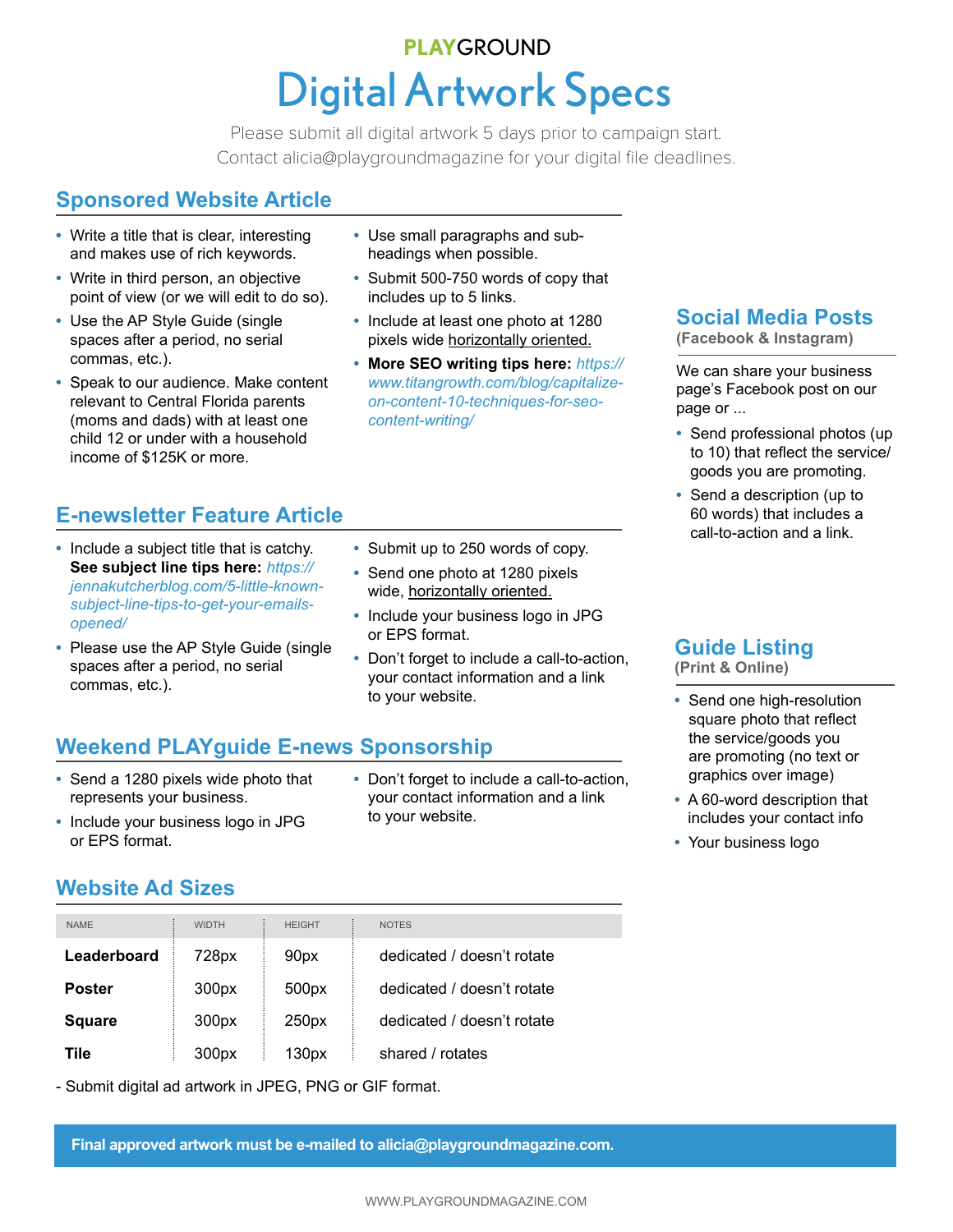**PLAYGROUND**

# Digital Artwork Specs

Please submit all digital artwork 5 days prior to campaign start.
Contact alicia@playgroundmagazine for your digital file deadlines.

## Sponsored Website Article

- Write a title that is clear, interesting and makes use of rich keywords.
- Write in third person, an objective point of view (or we will edit to do so).
- Use the AP Style Guide (single spaces after a period, no serial commas, etc.).
- Speak to our audience. Make content relevant to Central Florida parents (moms and dads) with at least one child 12 or under with a household income of $125K or more.
- Use small paragraphs and sub-headings when possible.
- Submit 500-750 words of copy that includes up to 5 links.
- Include at least one photo at 1280 pixels wide horizontally oriented.
- **More SEO writing tips here:** *https://www.titangrowth.com/blog/capitalize-on-content-10-techniques-for-seo-content-writing/*

## E-newsletter Feature Article

- Include a subject title that is catchy. **See subject line tips here:** *https://jennakutcherblog.com/5-little-known-subject-line-tips-to-get-your-emails-opened/*
- Please use the AP Style Guide (single spaces after a period, no serial commas, etc.).
- Submit up to 250 words of copy.
- Send one photo at 1280 pixels wide, horizontally oriented.
- Include your business logo in JPG or EPS format.
- Don't forget to include a call-to-action, your contact information and a link to your website.

## Weekend PLAYguide E-news Sponsorship

- Send a 1280 pixels wide photo that represents your business.
- Include your business logo in JPG or EPS format.
- Don't forget to include a call-to-action, your contact information and a link to your website.

## Website Ad Sizes

| NAME | WIDTH | HEIGHT | NOTES |
|---|---|---|---|
| **Leaderboard** | 728px | 90px | dedicated / doesn't rotate |
| **Poster** | 300px | 500px | dedicated / doesn't rotate |
| **Square** | 300px | 250px | dedicated / doesn't rotate |
| **Tile** | 300px | 130px | shared / rotates |

- Submit digital ad artwork in JPEG, PNG or GIF format.

## Social Media Posts

**(Facebook & Instagram)**

We can share your business page's Facebook post on our page or ...

- Send professional photos (up to 10) that reflect the service/goods you are promoting.
- Send a description (up to 60 words) that includes a call-to-action and a link.

## Guide Listing

**(Print & Online)**

- Send one high-resolution square photo that reflect the service/goods you are promoting (no text or graphics over image)
- A 60-word description that includes your contact info
- Your business logo

**Final approved artwork must be e-mailed to alicia@playgroundmagazine.com.**

WWW.PLAYGROUNDMAGAZINE.COM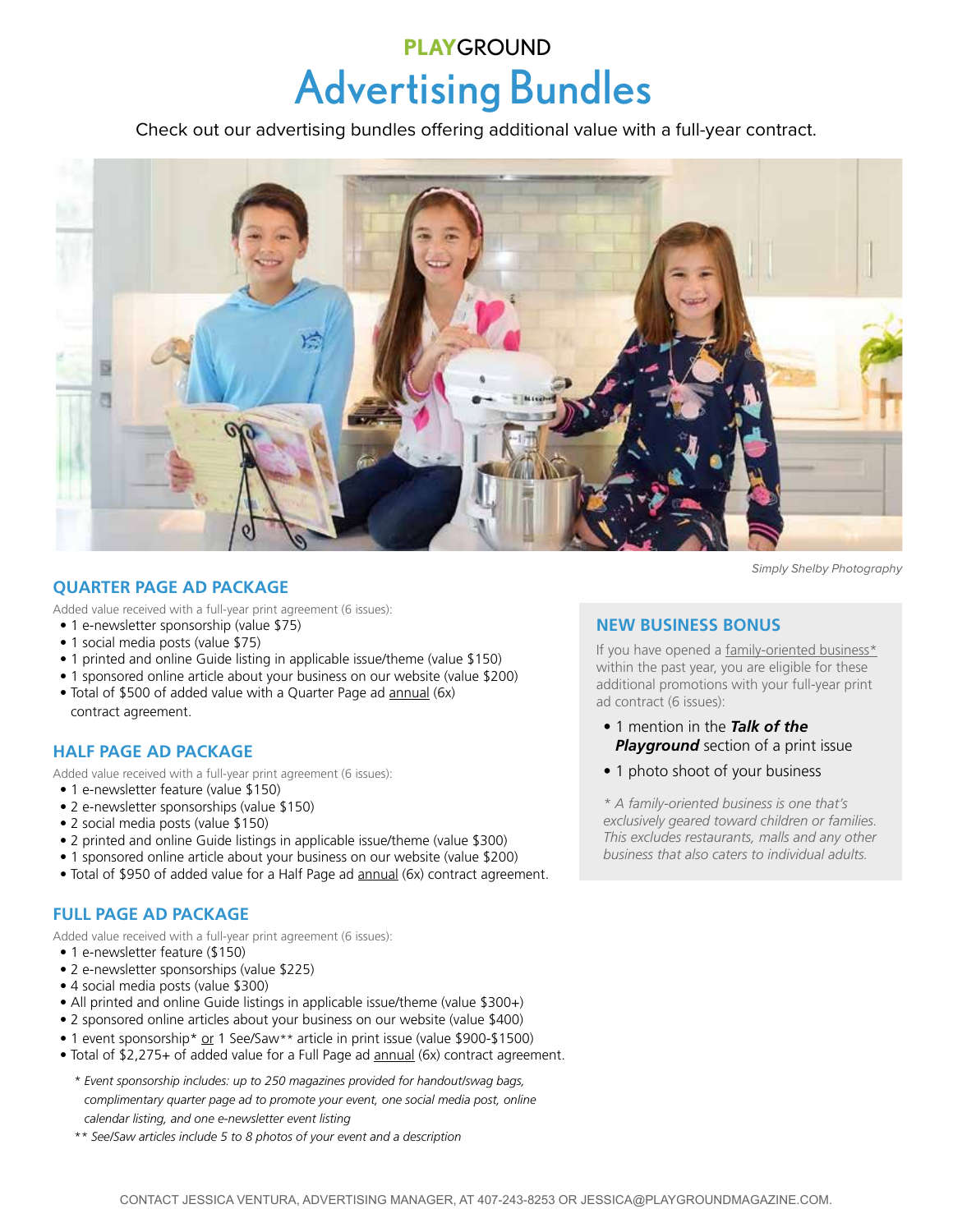**PLAYGROUND**

# Advertising Bundles

Check out our advertising bundles offering additional value with a full-year contract.

*Simply Shelby Photography*

## QUARTER PAGE AD PACKAGE

Added value received with a full-year print agreement (6 issues):

- 1 e-newsletter sponsorship (value $75)
- 1 social media posts (value $75)
- 1 printed and online Guide listing in applicable issue/theme (value $150)
- 1 sponsored online article about your business on our website (value $200)
- Total of $500 of added value with a Quarter Page ad annual (6x) contract agreement.

## HALF PAGE AD PACKAGE

Added value received with a full-year print agreement (6 issues):

- 1 e-newsletter feature (value $150)
- 2 e-newsletter sponsorships (value $150)
- 2 social media posts (value $150)
- 2 printed and online Guide listings in applicable issue/theme (value $300)
- 1 sponsored online article about your business on our website (value $200)
- Total of $950 of added value for a Half Page ad annual (6x) contract agreement.

## FULL PAGE AD PACKAGE

Added value received with a full-year print agreement (6 issues):

- 1 e-newsletter feature ($150)
- 2 e-newsletter sponsorships (value $225)
- 4 social media posts (value $300)
- All printed and online Guide listings in applicable issue/theme (value $300+)
- 2 sponsored online articles about your business on our website (value $400)
- 1 event sponsorship* or 1 See/Saw** article in print issue (value $900-$1500)
- Total of $2,275+ of added value for a Full Page ad annual (6x) contract agreement.

*\* Event sponsorship includes: up to 250 magazines provided for handout/swag bags, complimentary quarter page ad to promote your event, one social media post, online calendar listing, and one e-newsletter event listing*

*\*\* See/Saw articles include 5 to 8 photos of your event and a description*

## NEW BUSINESS BONUS

If you have opened a family-oriented business* within the past year, you are eligible for these additional promotions with your full-year print ad contract (6 issues):

- 1 mention in the ***Talk of the Playground*** section of a print issue
- 1 photo shoot of your business

*\* A family-oriented business is one that's exclusively geared toward children or families. This excludes restaurants, malls and any other business that also caters to individual adults.*

CONTACT JESSICA VENTURA, ADVERTISING MANAGER, AT 407-243-8253 OR JESSICA@PLAYGROUNDMAGAZINE.COM.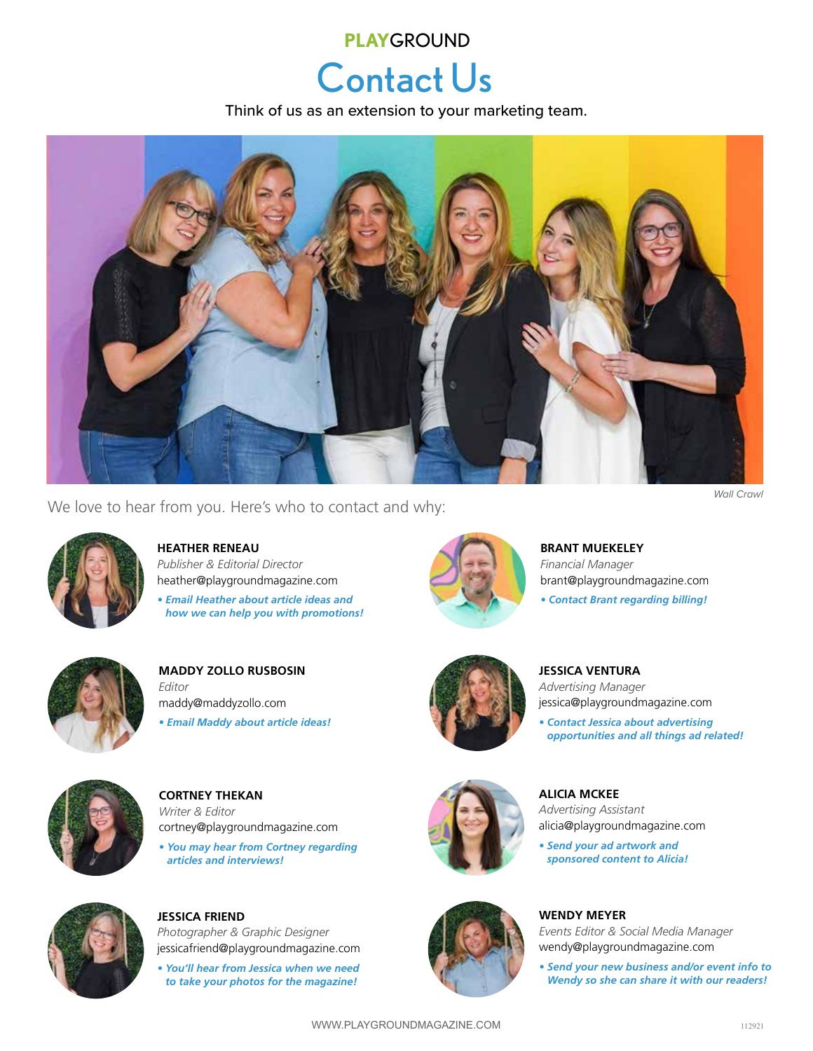**PLAYGROUND**

# Contact Us

Think of us as an extension to your marketing team.

Wall Crawl

We love to hear from you. Here's who to contact and why:

**HEATHER RENEAU**
*Publisher & Editorial Director*
heather@playgroundmagazine.com
- ***Email Heather about article ideas and how we can help you with promotions!***

**BRANT MUEKELEY**
*Financial Manager*
brant@playgroundmagazine.com
- ***Contact Brant regarding billing!***

**MADDY ZOLLO RUSBOSIN**
*Editor*
maddy@maddyzollo.com
- ***Email Maddy about article ideas!***

**JESSICA VENTURA**
*Advertising Manager*
jessica@playgroundmagazine.com
- ***Contact Jessica about advertising opportunities and all things ad related!***

**CORTNEY THEKAN**
*Writer & Editor*
cortney@playgroundmagazine.com
- ***You may hear from Cortney regarding articles and interviews!***

**ALICIA MCKEE**
*Advertising Assistant*
alicia@playgroundmagazine.com
- ***Send your ad artwork and sponsored content to Alicia!***

**JESSICA FRIEND**
*Photographer & Graphic Designer*
jessicafriend@playgroundmagazine.com
- ***You'll hear from Jessica when we need to take your photos for the magazine!***

**WENDY MEYER**
*Events Editor & Social Media Manager*
wendy@playgroundmagazine.com
- ***Send your new business and/or event info to Wendy so she can share it with our readers!***

WWW.PLAYGROUNDMAGAZINE.COM

112921